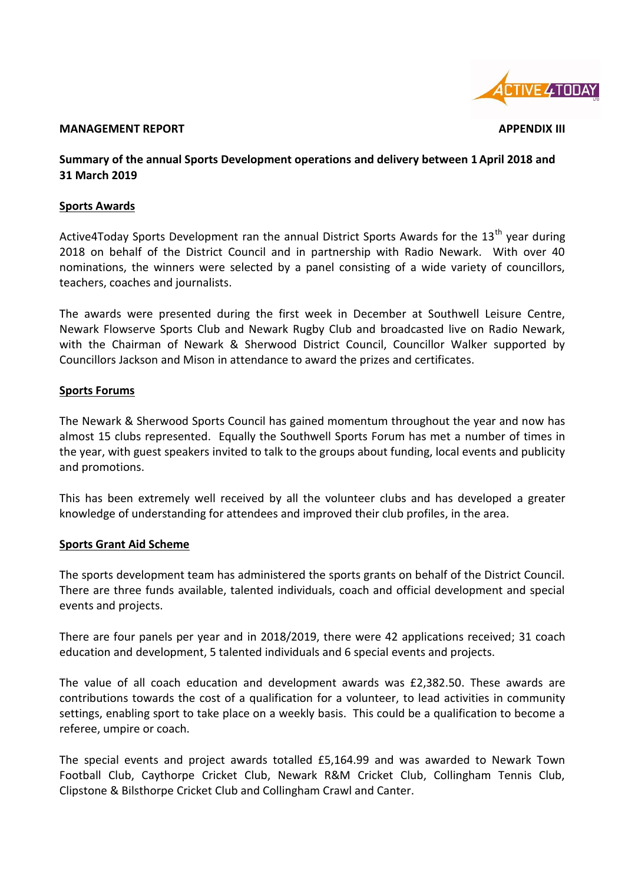**MANAGEMENT REPORT** **APPENDIX III**

**Summary of the annual Sports Development operations and delivery between 1 April 2018 and 31 March 2019**

**Sports Awards**

Active4Today Sports Development ran the annual District Sports Awards for the 13th year during 2018 on behalf of the District Council and in partnership with Radio Newark. With over 40 nominations, the winners were selected by a panel consisting of a wide variety of councillors, teachers, coaches and journalists.

The awards were presented during the first week in December at Southwell Leisure Centre, Newark Flowserve Sports Club and Newark Rugby Club and broadcasted live on Radio Newark, with the Chairman of Newark & Sherwood District Council, Councillor Walker supported by Councillors Jackson and Mison in attendance to award the prizes and certificates.

**Sports Forums**

The Newark & Sherwood Sports Council has gained momentum throughout the year and now has almost 15 clubs represented. Equally the Southwell Sports Forum has met a number of times in the year, with guest speakers invited to talk to the groups about funding, local events and publicity and promotions.

This has been extremely well received by all the volunteer clubs and has developed a greater knowledge of understanding for attendees and improved their club profiles, in the area.

**Sports Grant Aid Scheme**

The sports development team has administered the sports grants on behalf of the District Council. There are three funds available, talented individuals, coach and official development and special events and projects.

There are four panels per year and in 2018/2019, there were 42 applications received; 31 coach education and development, 5 talented individuals and 6 special events and projects.

The value of all coach education and development awards was £2,382.50. These awards are contributions towards the cost of a qualification for a volunteer, to lead activities in community settings, enabling sport to take place on a weekly basis. This could be a qualification to become a referee, umpire or coach.

The special events and project awards totalled £5,164.99 and was awarded to Newark Town Football Club, Caythorpe Cricket Club, Newark R&M Cricket Club, Collingham Tennis Club, Clipstone & Bilsthorpe Cricket Club and Collingham Crawl and Canter.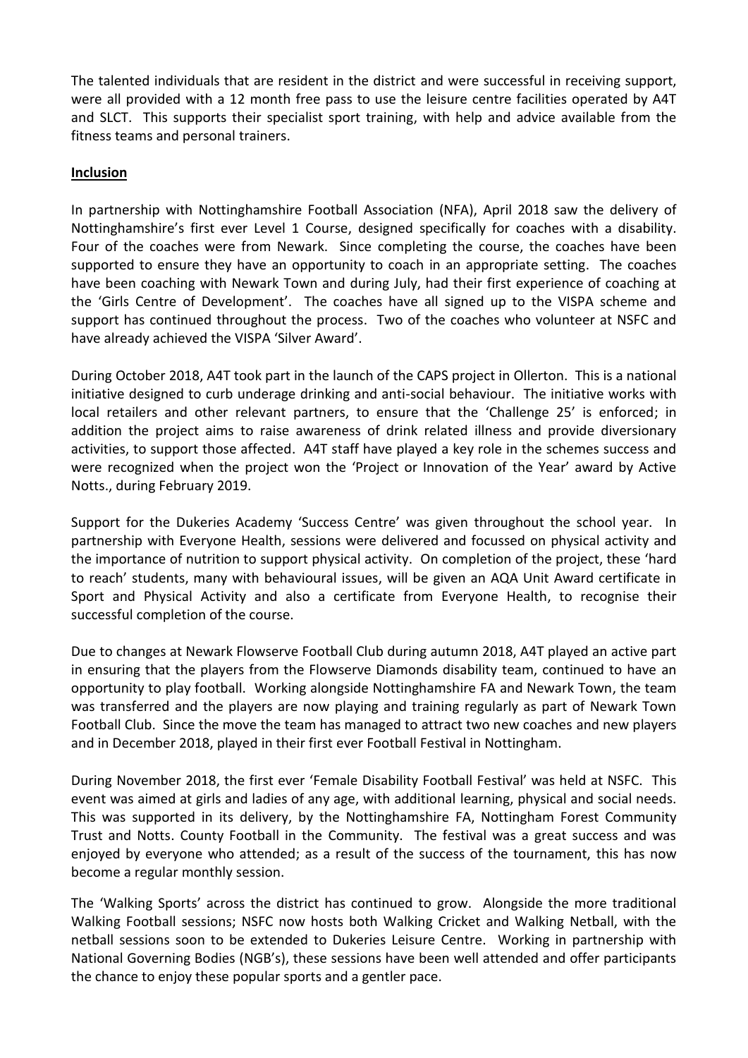The talented individuals that are resident in the district and were successful in receiving support, were all provided with a 12 month free pass to use the leisure centre facilities operated by A4T and SLCT. This supports their specialist sport training, with help and advice available from the fitness teams and personal trainers.

**Inclusion**

In partnership with Nottinghamshire Football Association (NFA), April 2018 saw the delivery of Nottinghamshire's first ever Level 1 Course, designed specifically for coaches with a disability. Four of the coaches were from Newark. Since completing the course, the coaches have been supported to ensure they have an opportunity to coach in an appropriate setting. The coaches have been coaching with Newark Town and during July, had their first experience of coaching at the 'Girls Centre of Development'. The coaches have all signed up to the VISPA scheme and support has continued throughout the process. Two of the coaches who volunteer at NSFC and have already achieved the VISPA 'Silver Award'.

During October 2018, A4T took part in the launch of the CAPS project in Ollerton. This is a national initiative designed to curb underage drinking and anti-social behaviour. The initiative works with local retailers and other relevant partners, to ensure that the 'Challenge 25' is enforced; in addition the project aims to raise awareness of drink related illness and provide diversionary activities, to support those affected. A4T staff have played a key role in the schemes success and were recognized when the project won the 'Project or Innovation of the Year' award by Active Notts., during February 2019.

Support for the Dukeries Academy 'Success Centre' was given throughout the school year. In partnership with Everyone Health, sessions were delivered and focussed on physical activity and the importance of nutrition to support physical activity. On completion of the project, these 'hard to reach' students, many with behavioural issues, will be given an AQA Unit Award certificate in Sport and Physical Activity and also a certificate from Everyone Health, to recognise their successful completion of the course.

Due to changes at Newark Flowserve Football Club during autumn 2018, A4T played an active part in ensuring that the players from the Flowserve Diamonds disability team, continued to have an opportunity to play football. Working alongside Nottinghamshire FA and Newark Town, the team was transferred and the players are now playing and training regularly as part of Newark Town Football Club. Since the move the team has managed to attract two new coaches and new players and in December 2018, played in their first ever Football Festival in Nottingham.

During November 2018, the first ever 'Female Disability Football Festival' was held at NSFC. This event was aimed at girls and ladies of any age, with additional learning, physical and social needs. This was supported in its delivery, by the Nottinghamshire FA, Nottingham Forest Community Trust and Notts. County Football in the Community. The festival was a great success and was enjoyed by everyone who attended; as a result of the success of the tournament, this has now become a regular monthly session.

The 'Walking Sports' across the district has continued to grow. Alongside the more traditional Walking Football sessions; NSFC now hosts both Walking Cricket and Walking Netball, with the netball sessions soon to be extended to Dukeries Leisure Centre. Working in partnership with National Governing Bodies (NGB's), these sessions have been well attended and offer participants the chance to enjoy these popular sports and a gentler pace.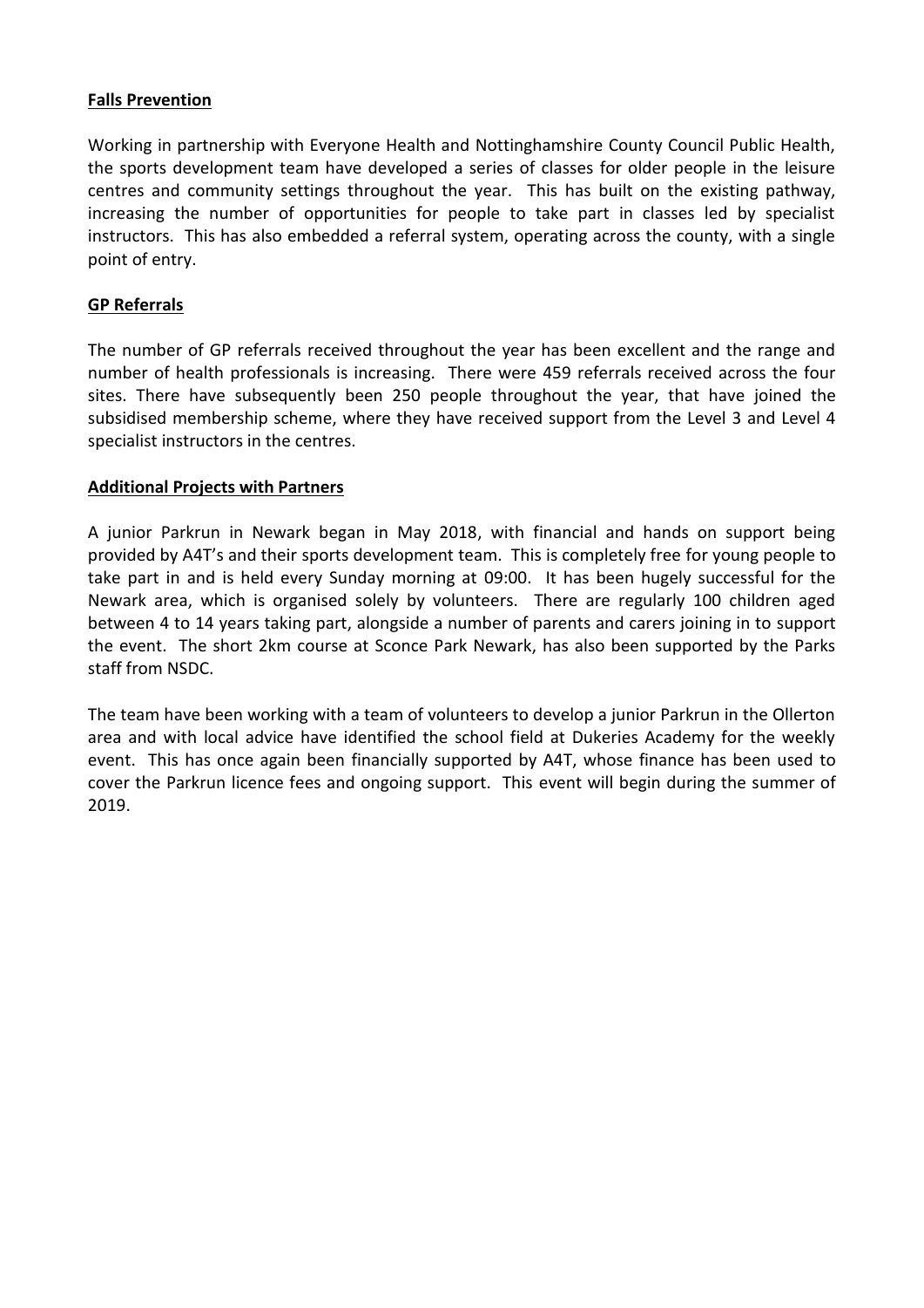**Falls Prevention**

Working in partnership with Everyone Health and Nottinghamshire County Council Public Health, the sports development team have developed a series of classes for older people in the leisure centres and community settings throughout the year. This has built on the existing pathway, increasing the number of opportunities for people to take part in classes led by specialist instructors. This has also embedded a referral system, operating across the county, with a single point of entry.

**GP Referrals**

The number of GP referrals received throughout the year has been excellent and the range and number of health professionals is increasing. There were 459 referrals received across the four sites. There have subsequently been 250 people throughout the year, that have joined the subsidised membership scheme, where they have received support from the Level 3 and Level 4 specialist instructors in the centres.

**Additional Projects with Partners**

A junior Parkrun in Newark began in May 2018, with financial and hands on support being provided by A4T's and their sports development team. This is completely free for young people to take part in and is held every Sunday morning at 09:00. It has been hugely successful for the Newark area, which is organised solely by volunteers. There are regularly 100 children aged between 4 to 14 years taking part, alongside a number of parents and carers joining in to support the event. The short 2km course at Sconce Park Newark, has also been supported by the Parks staff from NSDC.

The team have been working with a team of volunteers to develop a junior Parkrun in the Ollerton area and with local advice have identified the school field at Dukeries Academy for the weekly event. This has once again been financially supported by A4T, whose finance has been used to cover the Parkrun licence fees and ongoing support. This event will begin during the summer of 2019.